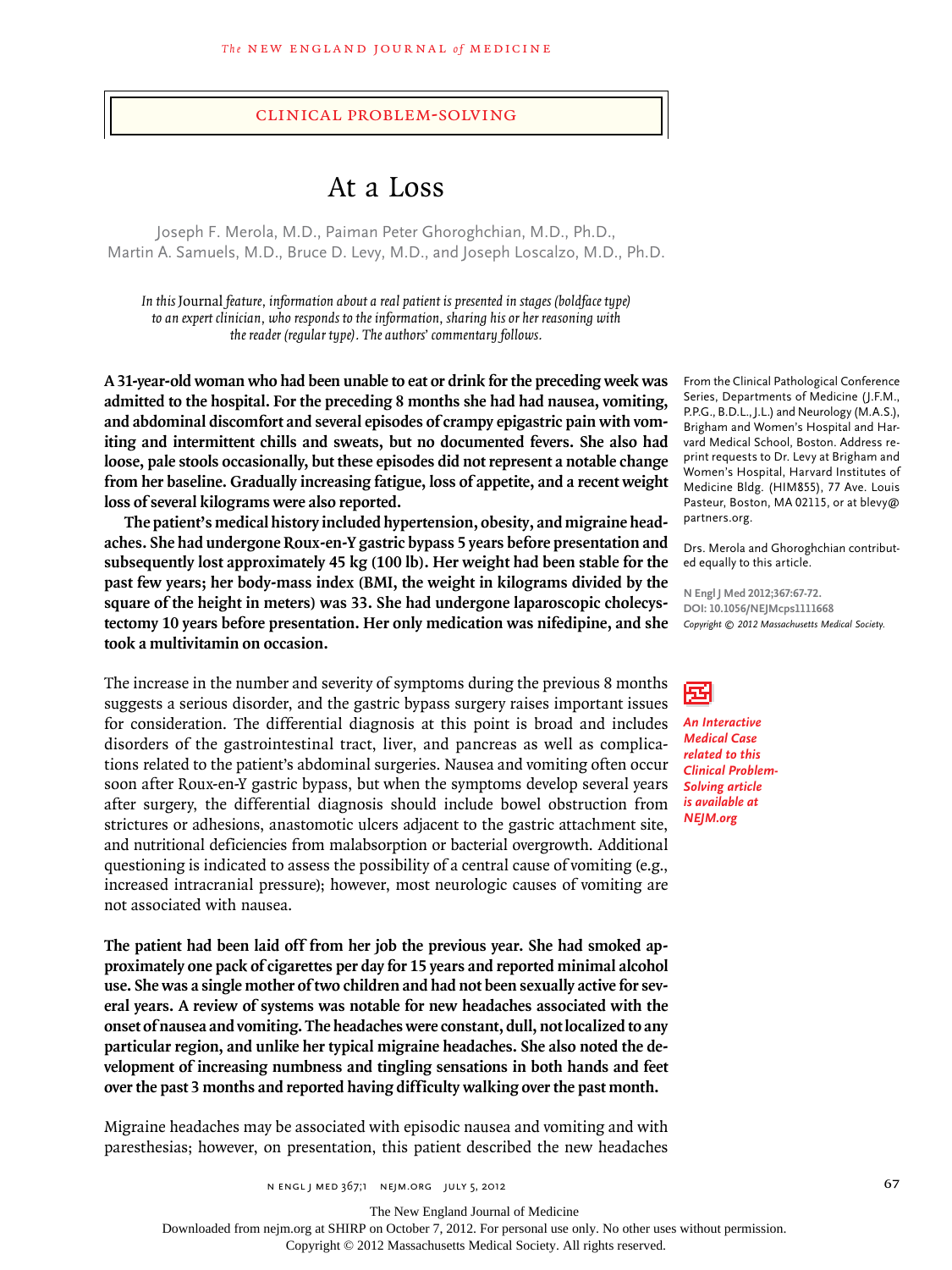CLINICAL PROBLEM-SOLVING

# At a Loss

Joseph F. Merola, M.D., Paiman Peter Ghoroghchian, M.D., Ph.D., Martin A. Samuels, M.D., Bruce D. Levy, M.D., and Joseph Loscalzo, M.D., Ph.D.

*In this* Journal *feature, information about a real patient is presented in stages (boldface type) to an expert clinician, who responds to the information, sharing his or her reasoning with the reader (regular type). The authors' commentary follows.*

From the Clinical Pathological Conference Series, Departments of Medicine (J.F.M., P.P.G., B.D.L., J.L.) and Neurology (M.A.S.), Brigham and Women's Hospital and Harvard Medical School, Boston. Address reprint requests to Dr. Levy at Brigham and Women's Hospital, Harvard Institutes of Medicine Bldg. (HIM855), 77 Ave. Louis Pasteur, Boston, MA 02115, or at blevy@partners.org.

Drs. Merola and Ghoroghchian contributed equally to this article.

N Engl J Med 2012;367:67-72.
DOI: 10.1056/NEJMcps1111668
*Copyright © 2012 Massachusetts Medical Society.*

***An Interactive Medical Case related to this Clinical Problem-Solving article is available at NEJM.org***

**A 31-year-old woman who had been unable to eat or drink for the preceding week was admitted to the hospital. For the preceding 8 months she had had nausea, vomiting, and abdominal discomfort and several episodes of crampy epigastric pain with vomiting and intermittent chills and sweats, but no documented fevers. She also had loose, pale stools occasionally, but these episodes did not represent a notable change from her baseline. Gradually increasing fatigue, loss of appetite, and a recent weight loss of several kilograms were also reported.**

**The patient's medical history included hypertension, obesity, and migraine headaches. She had undergone Roux-en-Y gastric bypass 5 years before presentation and subsequently lost approximately 45 kg (100 lb). Her weight had been stable for the past few years; her body-mass index (BMI, the weight in kilograms divided by the square of the height in meters) was 33. She had undergone laparoscopic cholecystectomy 10 years before presentation. Her only medication was nifedipine, and she took a multivitamin on occasion.**

The increase in the number and severity of symptoms during the previous 8 months suggests a serious disorder, and the gastric bypass surgery raises important issues for consideration. The differential diagnosis at this point is broad and includes disorders of the gastrointestinal tract, liver, and pancreas as well as complications related to the patient's abdominal surgeries. Nausea and vomiting often occur soon after Roux-en-Y gastric bypass, but when the symptoms develop several years after surgery, the differential diagnosis should include bowel obstruction from strictures or adhesions, anastomotic ulcers adjacent to the gastric attachment site, and nutritional deficiencies from malabsorption or bacterial overgrowth. Additional questioning is indicated to assess the possibility of a central cause of vomiting (e.g., increased intracranial pressure); however, most neurologic causes of vomiting are not associated with nausea.

**The patient had been laid off from her job the previous year. She had smoked approximately one pack of cigarettes per day for 15 years and reported minimal alcohol use. She was a single mother of two children and had not been sexually active for several years. A review of systems was notable for new headaches associated with the onset of nausea and vomiting. The headaches were constant, dull, not localized to any particular region, and unlike her typical migraine headaches. She also noted the development of increasing numbness and tingling sensations in both hands and feet over the past 3 months and reported having difficulty walking over the past month.**

Migraine headaches may be associated with episodic nausea and vomiting and with paresthesias; however, on presentation, this patient described the new headaches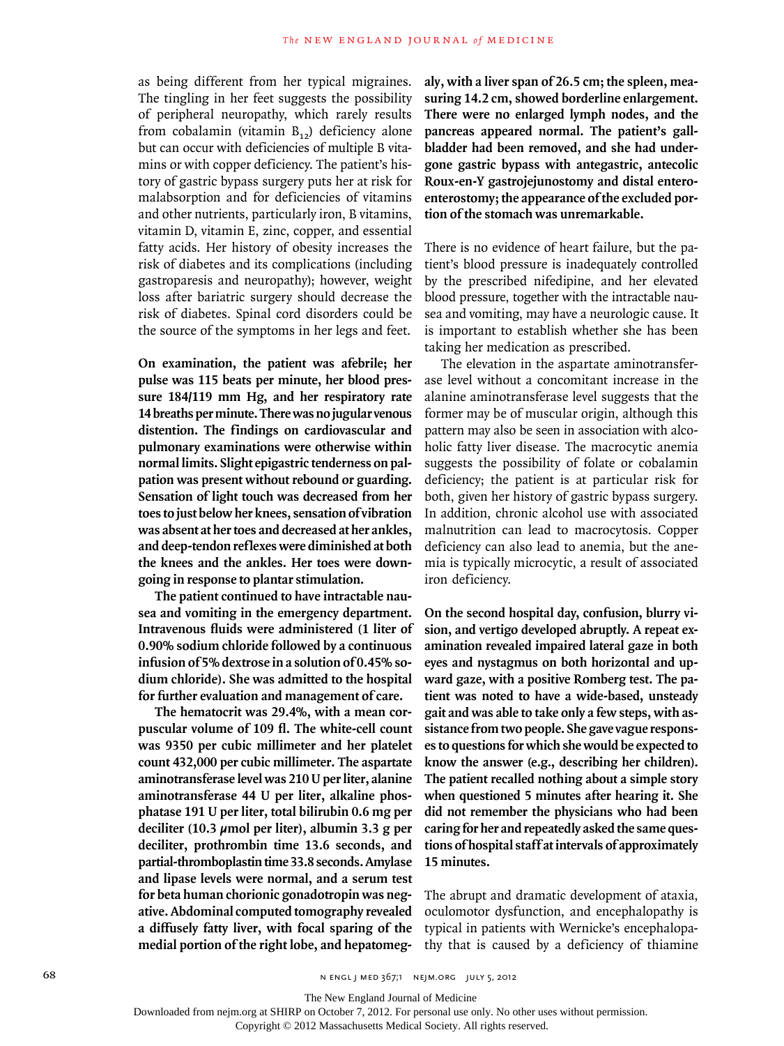as being different from her typical migraines. The tingling in her feet suggests the possibility of peripheral neuropathy, which rarely results from cobalamin (vitamin $B_{12}$) deficiency alone but can occur with deficiencies of multiple B vitamins or with copper deficiency. The patient's history of gastric bypass surgery puts her at risk for malabsorption and for deficiencies of vitamins and other nutrients, particularly iron, B vitamins, vitamin D, vitamin E, zinc, copper, and essential fatty acids. Her history of obesity increases the risk of diabetes and its complications (including gastroparesis and neuropathy); however, weight loss after bariatric surgery should decrease the risk of diabetes. Spinal cord disorders could be the source of the symptoms in her legs and feet.

**On examination, the patient was afebrile; her pulse was 115 beats per minute, her blood pressure 184/119 mm Hg, and her respiratory rate 14 breaths per minute. There was no jugular venous distention. The findings on cardiovascular and pulmonary examinations were otherwise within normal limits. Slight epigastric tenderness on palpation was present without rebound or guarding. Sensation of light touch was decreased from her toes to just below her knees, sensation of vibration was absent at her toes and decreased at her ankles, and deep-tendon reflexes were diminished at both the knees and the ankles. Her toes were downgoing in response to plantar stimulation.**

**The patient continued to have intractable nausea and vomiting in the emergency department. Intravenous fluids were administered (1 liter of 0.90% sodium chloride followed by a continuous infusion of 5% dextrose in a solution of 0.45% sodium chloride). She was admitted to the hospital for further evaluation and management of care.**

**The hematocrit was 29.4%, with a mean corpuscular volume of 109 fl. The white-cell count was 9350 per cubic millimeter and her platelet count 432,000 per cubic millimeter. The aspartate aminotransferase level was 210 U per liter, alanine aminotransferase 44 U per liter, alkaline phosphatase 191 U per liter, total bilirubin 0.6 mg per deciliter (10.3 μmol per liter), albumin 3.3 g per deciliter, prothrombin time 13.6 seconds, and partial-thromboplastin time 33.8 seconds. Amylase and lipase levels were normal, and a serum test for beta human chorionic gonadotropin was negative. Abdominal computed tomography revealed a diffusely fatty liver, with focal sparing of the medial portion of the right lobe, and hepatomegaly, with a liver span of 26.5 cm; the spleen, measuring 14.2 cm, showed borderline enlargement. There were no enlarged lymph nodes, and the pancreas appeared normal. The patient's gallbladder had been removed, and she had undergone gastric bypass with antegastric, antecolic Roux-en-Y gastrojejunostomy and distal enteroenterostomy; the appearance of the excluded portion of the stomach was unremarkable.**

There is no evidence of heart failure, but the patient's blood pressure is inadequately controlled by the prescribed nifedipine, and her elevated blood pressure, together with the intractable nausea and vomiting, may have a neurologic cause. It is important to establish whether she has been taking her medication as prescribed.

The elevation in the aspartate aminotransferase level without a concomitant increase in the alanine aminotransferase level suggests that the former may be of muscular origin, although this pattern may also be seen in association with alcoholic fatty liver disease. The macrocytic anemia suggests the possibility of folate or cobalamin deficiency; the patient is at particular risk for both, given her history of gastric bypass surgery. In addition, chronic alcohol use with associated malnutrition can lead to macrocytosis. Copper deficiency can also lead to anemia, but the anemia is typically microcytic, a result of associated iron deficiency.

**On the second hospital day, confusion, blurry vision, and vertigo developed abruptly. A repeat examination revealed impaired lateral gaze in both eyes and nystagmus on both horizontal and upward gaze, with a positive Romberg test. The patient was noted to have a wide-based, unsteady gait and was able to take only a few steps, with assistance from two people. She gave vague responses to questions for which she would be expected to know the answer (e.g., describing her children). The patient recalled nothing about a simple story when questioned 5 minutes after hearing it. She did not remember the physicians who had been caring for her and repeatedly asked the same questions of hospital staff at intervals of approximately 15 minutes.**

The abrupt and dramatic development of ataxia, oculomotor dysfunction, and encephalopathy is typical in patients with Wernicke's encephalopathy that is caused by a deficiency of thiamine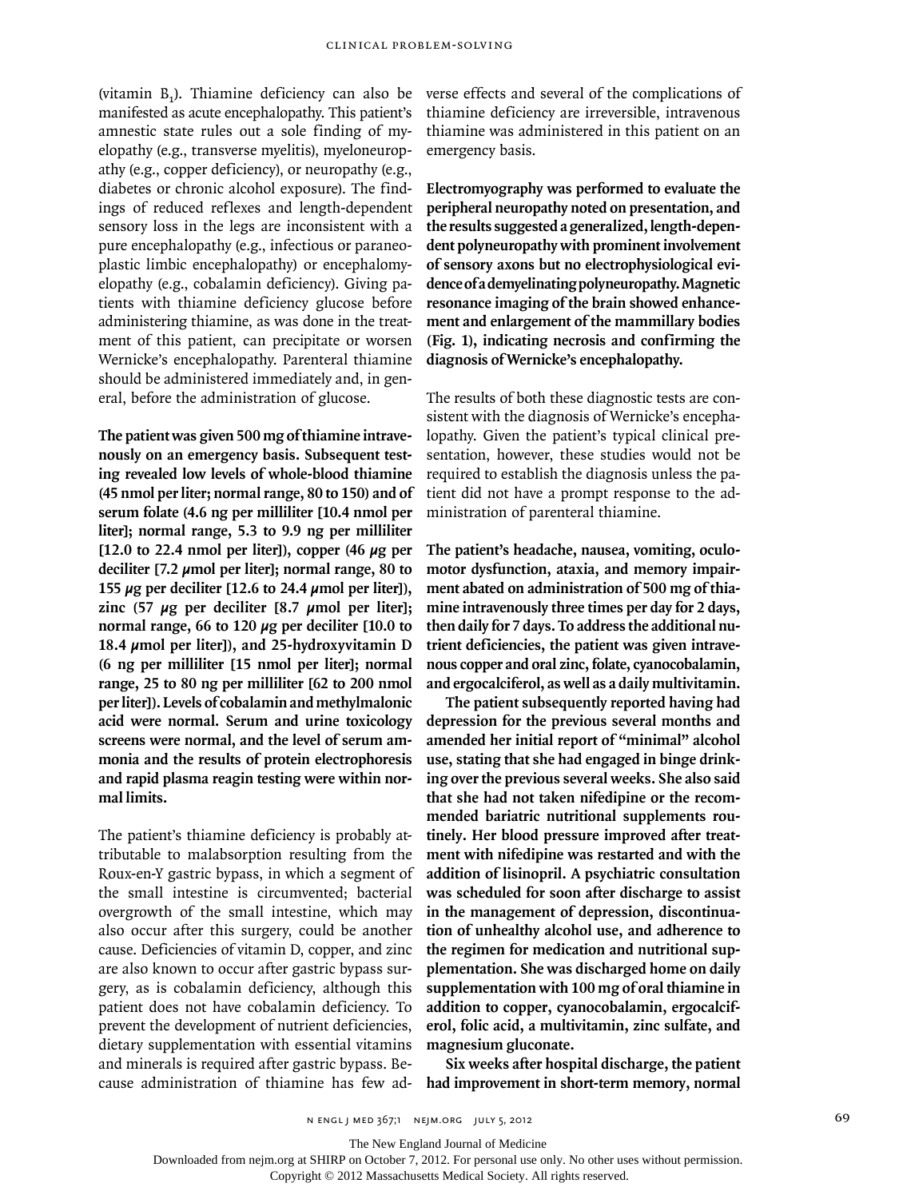(vitamin $B_1$). Thiamine deficiency can also be manifested as acute encephalopathy. This patient's amnestic state rules out a sole finding of myelopathy (e.g., transverse myelitis), myeloneuropathy (e.g., copper deficiency), or neuropathy (e.g., diabetes or chronic alcohol exposure). The findings of reduced reflexes and length-dependent sensory loss in the legs are inconsistent with a pure encephalopathy (e.g., infectious or paraneoplastic limbic encephalopathy) or encephalomyelopathy (e.g., cobalamin deficiency). Giving patients with thiamine deficiency glucose before administering thiamine, as was done in the treatment of this patient, can precipitate or worsen Wernicke's encephalopathy. Parenteral thiamine should be administered immediately and, in general, before the administration of glucose.

**The patient was given 500 mg of thiamine intravenously on an emergency basis. Subsequent testing revealed low levels of whole-blood thiamine (45 nmol per liter; normal range, 80 to 150) and of serum folate (4.6 ng per milliliter [10.4 nmol per liter]; normal range, 5.3 to 9.9 ng per milliliter [12.0 to 22.4 nmol per liter]), copper (46 μg per deciliter [7.2 μmol per liter]; normal range, 80 to 155 μg per deciliter [12.6 to 24.4 μmol per liter]), zinc (57 μg per deciliter [8.7 μmol per liter]; normal range, 66 to 120 μg per deciliter [10.0 to 18.4 μmol per liter]), and 25-hydroxyvitamin D (6 ng per milliliter [15 nmol per liter]; normal range, 25 to 80 ng per milliliter [62 to 200 nmol per liter]). Levels of cobalamin and methylmalonic acid were normal. Serum and urine toxicology screens were normal, and the level of serum ammonia and the results of protein electrophoresis and rapid plasma reagin testing were within normal limits.**

The patient's thiamine deficiency is probably attributable to malabsorption resulting from the Roux-en-Y gastric bypass, in which a segment of the small intestine is circumvented; bacterial overgrowth of the small intestine, which may also occur after this surgery, could be another cause. Deficiencies of vitamin D, copper, and zinc are also known to occur after gastric bypass surgery, as is cobalamin deficiency, although this patient does not have cobalamin deficiency. To prevent the development of nutrient deficiencies, dietary supplementation with essential vitamins and minerals is required after gastric bypass. Because administration of thiamine has few adverse effects and several of the complications of thiamine deficiency are irreversible, intravenous thiamine was administered in this patient on an emergency basis.

**Electromyography was performed to evaluate the peripheral neuropathy noted on presentation, and the results suggested a generalized, length-dependent polyneuropathy with prominent involvement of sensory axons but no electrophysiological evidence of a demyelinating polyneuropathy. Magnetic resonance imaging of the brain showed enhancement and enlargement of the mammillary bodies (Fig. 1), indicating necrosis and confirming the diagnosis of Wernicke's encephalopathy.**

The results of both these diagnostic tests are consistent with the diagnosis of Wernicke's encephalopathy. Given the patient's typical clinical presentation, however, these studies would not be required to establish the diagnosis unless the patient did not have a prompt response to the administration of parenteral thiamine.

**The patient's headache, nausea, vomiting, oculomotor dysfunction, ataxia, and memory impairment abated on administration of 500 mg of thiamine intravenously three times per day for 2 days, then daily for 7 days. To address the additional nutrient deficiencies, the patient was given intravenous copper and oral zinc, folate, cyanocobalamin, and ergocalciferol, as well as a daily multivitamin.**

**The patient subsequently reported having had depression for the previous several months and amended her initial report of "minimal" alcohol use, stating that she had engaged in binge drinking over the previous several weeks. She also said that she had not taken nifedipine or the recommended bariatric nutritional supplements routinely. Her blood pressure improved after treatment with nifedipine was restarted and with the addition of lisinopril. A psychiatric consultation was scheduled for soon after discharge to assist in the management of depression, discontinuation of unhealthy alcohol use, and adherence to the regimen for medication and nutritional supplementation. She was discharged home on daily supplementation with 100 mg of oral thiamine in addition to copper, cyanocobalamin, ergocalciferol, folic acid, a multivitamin, zinc sulfate, and magnesium gluconate.**

**Six weeks after hospital discharge, the patient had improvement in short-term memory, normal**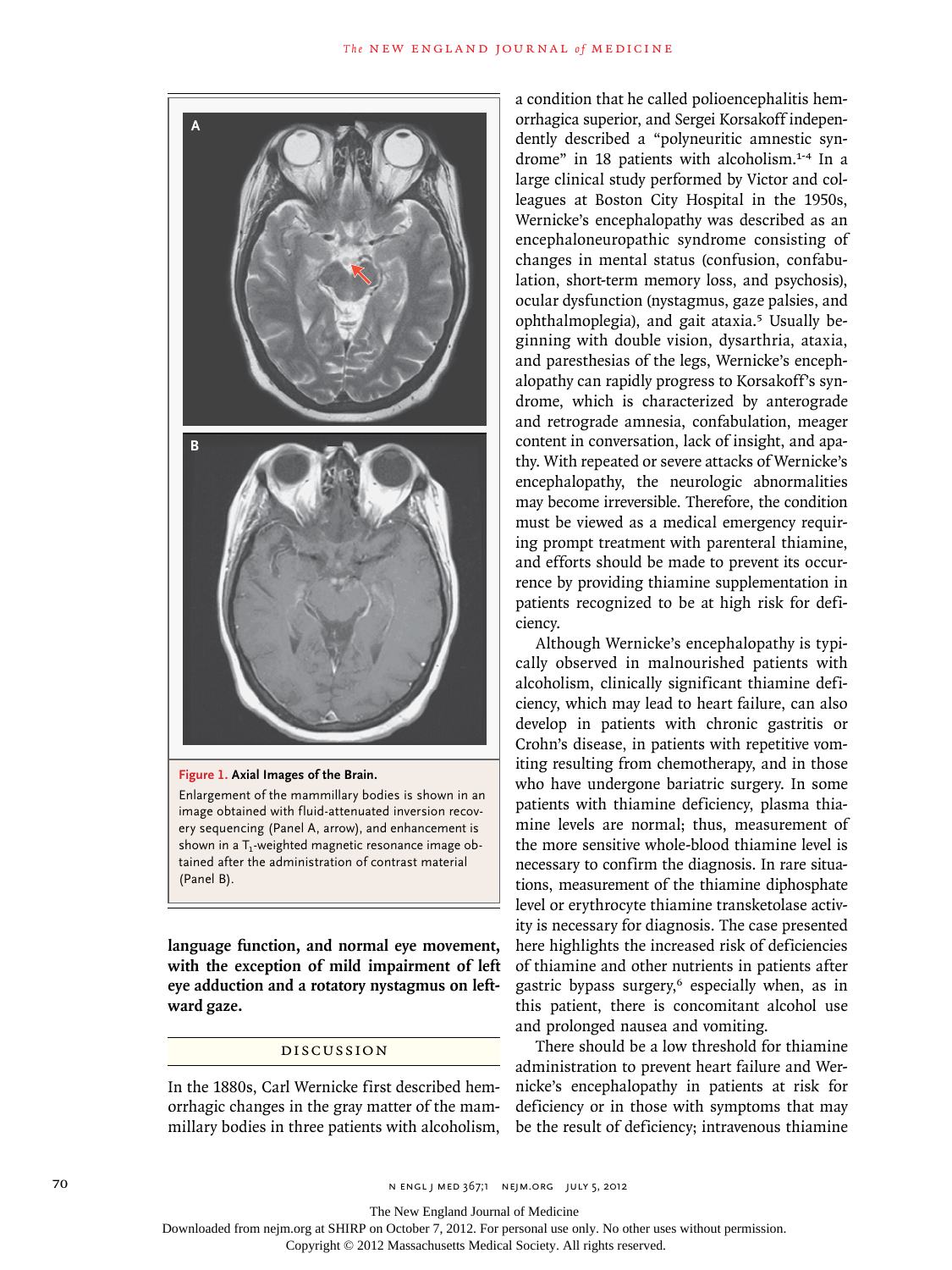**Figure 1. Axial Images of the Brain.**

Enlargement of the mammillary bodies is shown in an image obtained with fluid-attenuated inversion recovery sequencing (Panel A, arrow), and enhancement is shown in a $T_1$-weighted magnetic resonance image obtained after the administration of contrast material (Panel B).

**language function, and normal eye movement, with the exception of mild impairment of left eye adduction and a rotatory nystagmus on leftward gaze.**

## DISCUSSION

In the 1880s, Carl Wernicke first described hemorrhagic changes in the gray matter of the mammillary bodies in three patients with alcoholism, a condition that he called polioencephalitis hemorrhagica superior, and Sergei Korsakoff independently described a "polyneuritic amnestic syndrome" in 18 patients with alcoholism.[1-4] In a large clinical study performed by Victor and colleagues at Boston City Hospital in the 1950s, Wernicke's encephalopathy was described as an encephaloneuropathic syndrome consisting of changes in mental status (confusion, confabulation, short-term memory loss, and psychosis), ocular dysfunction (nystagmus, gaze palsies, and ophthalmoplegia), and gait ataxia.[5] Usually beginning with double vision, dysarthria, ataxia, and paresthesias of the legs, Wernicke's encephalopathy can rapidly progress to Korsakoff's syndrome, which is characterized by anterograde and retrograde amnesia, confabulation, meager content in conversation, lack of insight, and apathy. With repeated or severe attacks of Wernicke's encephalopathy, the neurologic abnormalities may become irreversible. Therefore, the condition must be viewed as a medical emergency requiring prompt treatment with parenteral thiamine, and efforts should be made to prevent its occurrence by providing thiamine supplementation in patients recognized to be at high risk for deficiency.

Although Wernicke's encephalopathy is typically observed in malnourished patients with alcoholism, clinically significant thiamine deficiency, which may lead to heart failure, can also develop in patients with chronic gastritis or Crohn's disease, in patients with repetitive vomiting resulting from chemotherapy, and in those who have undergone bariatric surgery. In some patients with thiamine deficiency, plasma thiamine levels are normal; thus, measurement of the more sensitive whole-blood thiamine level is necessary to confirm the diagnosis. In rare situations, measurement of the thiamine diphosphate level or erythrocyte thiamine transketolase activity is necessary for diagnosis. The case presented here highlights the increased risk of deficiencies of thiamine and other nutrients in patients after gastric bypass surgery,[6] especially when, as in this patient, there is concomitant alcohol use and prolonged nausea and vomiting.

There should be a low threshold for thiamine administration to prevent heart failure and Wernicke's encephalopathy in patients at risk for deficiency or in those with symptoms that may be the result of deficiency; intravenous thiamine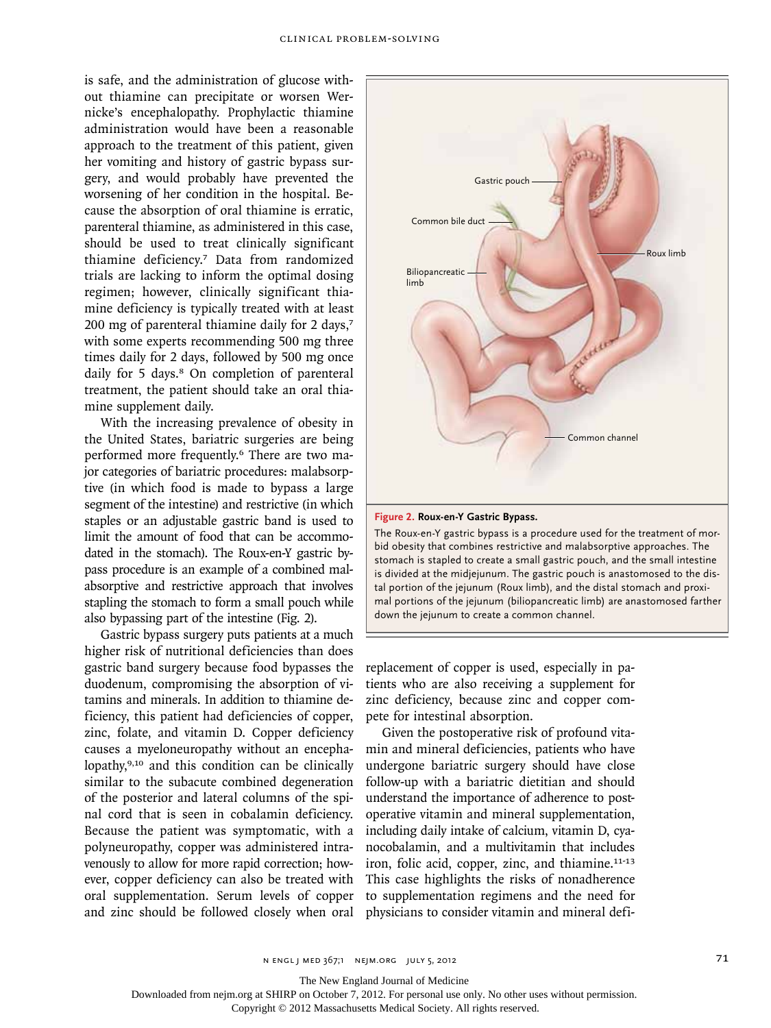is safe, and the administration of glucose without thiamine can precipitate or worsen Wernicke's encephalopathy. Prophylactic thiamine administration would have been a reasonable approach to the treatment of this patient, given her vomiting and history of gastric bypass surgery, and would probably have prevented the worsening of her condition in the hospital. Because the absorption of oral thiamine is erratic, parenteral thiamine, as administered in this case, should be used to treat clinically significant thiamine deficiency.[7] Data from randomized trials are lacking to inform the optimal dosing regimen; however, clinically significant thiamine deficiency is typically treated with at least 200 mg of parenteral thiamine daily for 2 days,[7] with some experts recommending 500 mg three times daily for 2 days, followed by 500 mg once daily for 5 days.[8] On completion of parenteral treatment, the patient should take an oral thiamine supplement daily.

With the increasing prevalence of obesity in the United States, bariatric surgeries are being performed more frequently.[6] There are two major categories of bariatric procedures: malabsorptive (in which food is made to bypass a large segment of the intestine) and restrictive (in which staples or an adjustable gastric band is used to limit the amount of food that can be accommodated in the stomach). The Roux-en-Y gastric bypass procedure is an example of a combined malabsorptive and restrictive approach that involves stapling the stomach to form a small pouch while also bypassing part of the intestine (Fig. 2).

Gastric bypass surgery puts patients at a much higher risk of nutritional deficiencies than does gastric band surgery because food bypasses the duodenum, compromising the absorption of vitamins and minerals. In addition to thiamine deficiency, this patient had deficiencies of copper, zinc, folate, and vitamin D. Copper deficiency causes a myeloneuropathy without an encephalopathy,[9,10] and this condition can be clinically similar to the subacute combined degeneration of the posterior and lateral columns of the spinal cord that is seen in cobalamin deficiency. Because the patient was symptomatic, with a polyneuropathy, copper was administered intravenously to allow for more rapid correction; however, copper deficiency can also be treated with oral supplementation. Serum levels of copper and zinc should be followed closely when oral replacement of copper is used, especially in patients who are also receiving a supplement for zinc deficiency, because zinc and copper compete for intestinal absorption.

Gastric pouch

Common bile duct

Biliopancreatic limb

Roux limb

Common channel

**Figure 2. Roux-en-Y Gastric Bypass.**

The Roux-en-Y gastric bypass is a procedure used for the treatment of morbid obesity that combines restrictive and malabsorptive approaches. The stomach is stapled to create a small gastric pouch, and the small intestine is divided at the midjejunum. The gastric pouch is anastomosed to the distal portion of the jejunum (Roux limb), and the distal stomach and proximal portions of the jejunum (biliopancreatic limb) are anastomosed farther down the jejunum to create a common channel.

Given the postoperative risk of profound vitamin and mineral deficiencies, patients who have undergone bariatric surgery should have close follow-up with a bariatric dietitian and should understand the importance of adherence to postoperative vitamin and mineral supplementation, including daily intake of calcium, vitamin D, cyanocobalamin, and a multivitamin that includes iron, folic acid, copper, zinc, and thiamine.[11-13] This case highlights the risks of nonadherence to supplementation regimens and the need for physicians to consider vitamin and mineral defi-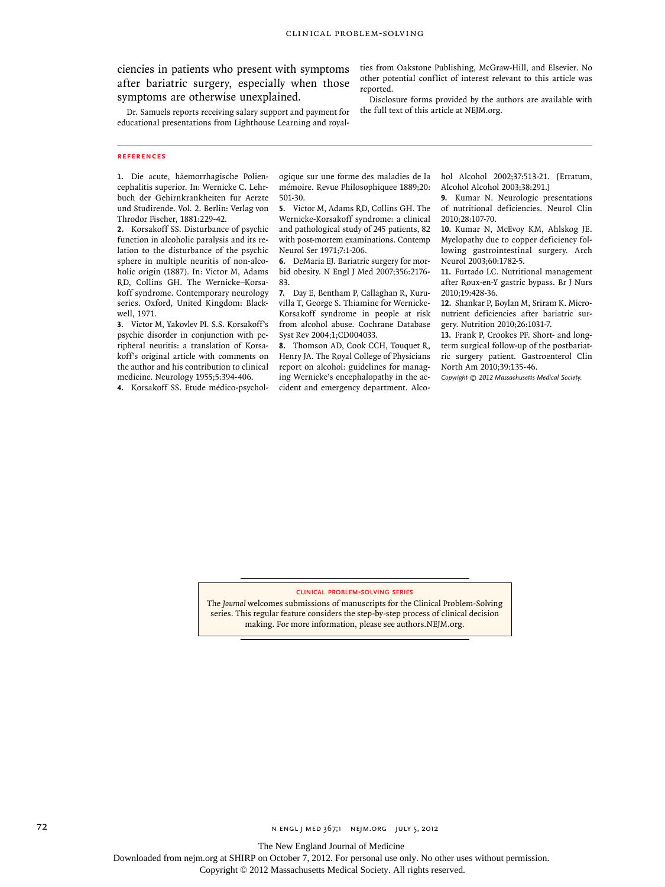ciencies in patients who present with symptoms after bariatric surgery, especially when those symptoms are otherwise unexplained.

Dr. Samuels reports receiving salary support and payment for educational presentations from Lighthouse Learning and royalties from Oakstone Publishing, McGraw-Hill, and Elsevier. No other potential conflict of interest relevant to this article was reported.

Disclosure forms provided by the authors are available with the full text of this article at NEJM.org.

## References

1. Die acute, häemorrhagische Poliencephalitis superior. In: Wernicke C. Lehrbuch der Gehirnkrankheiten fur Aerzte und Studirende. Vol. 2. Berlin: Verlag von Throdor Fischer, 1881:229-42.
2. Korsakoff SS. Disturbance of psychic function in alcoholic paralysis and its relation to the disturbance of the psychic sphere in multiple neuritis of non-alcoholic origin (1887). In: Victor M, Adams RD, Collins GH. The Wernicke–Korsakoff syndrome. Contemporary neurology series. Oxford, United Kingdom: Blackwell, 1971.
3. Victor M, Yakovlev PI. S.S. Korsakoff's psychic disorder in conjunction with peripheral neuritis: a translation of Korsakoff's original article with comments on the author and his contribution to clinical medicine. Neurology 1955;5:394-406.
4. Korsakoff SS. Etude médico-psychologique sur une forme des maladies de la mémoire. Revue Philosophiquee 1889;20:501-30.
5. Victor M, Adams RD, Collins GH. The Wernicke-Korsakoff syndrome: a clinical and pathological study of 245 patients, 82 with post-mortem examinations. Contemp Neurol Ser 1971;7:1-206.
6. DeMaria EJ. Bariatric surgery for morbid obesity. N Engl J Med 2007;356:2176-83.
7. Day E, Bentham P, Callaghan R, Kuruvilla T, George S. Thiamine for Wernicke-Korsakoff syndrome in people at risk from alcohol abuse. Cochrane Database Syst Rev 2004;1;CD004033.
8. Thomson AD, Cook CCH, Touquet R, Henry JA. The Royal College of Physicians report on alcohol: guidelines for managing Wernicke's encephalopathy in the accident and emergency department. Alcohol Alcohol 2002;37:513-21. [Erratum, Alcohol Alcohol 2003;38:291.]
9. Kumar N. Neurologic presentations of nutritional deficiencies. Neurol Clin 2010;28:107-70.
10. Kumar N, McEvoy KM, Ahlskog JE. Myelopathy due to copper deficiency following gastrointestinal surgery. Arch Neurol 2003;60:1782-5.
11. Furtado LC. Nutritional management after Roux-en-Y gastric bypass. Br J Nurs 2010;19:428-36.
12. Shankar P, Boylan M, Sriram K. Micronutrient deficiencies after bariatric surgery. Nutrition 2010;26:1031-7.
13. Frank P, Crookes PF. Short- and long-term surgical follow-up of the postbariatric surgery patient. Gastroenterol Clin North Am 2010;39:135-46.

*Copyright © 2012 Massachusetts Medical Society.*

**Clinical Problem-Solving Series**

The *Journal* welcomes submissions of manuscripts for the Clinical Problem-Solving series. This regular feature considers the step-by-step process of clinical decision making. For more information, please see authors.NEJM.org.